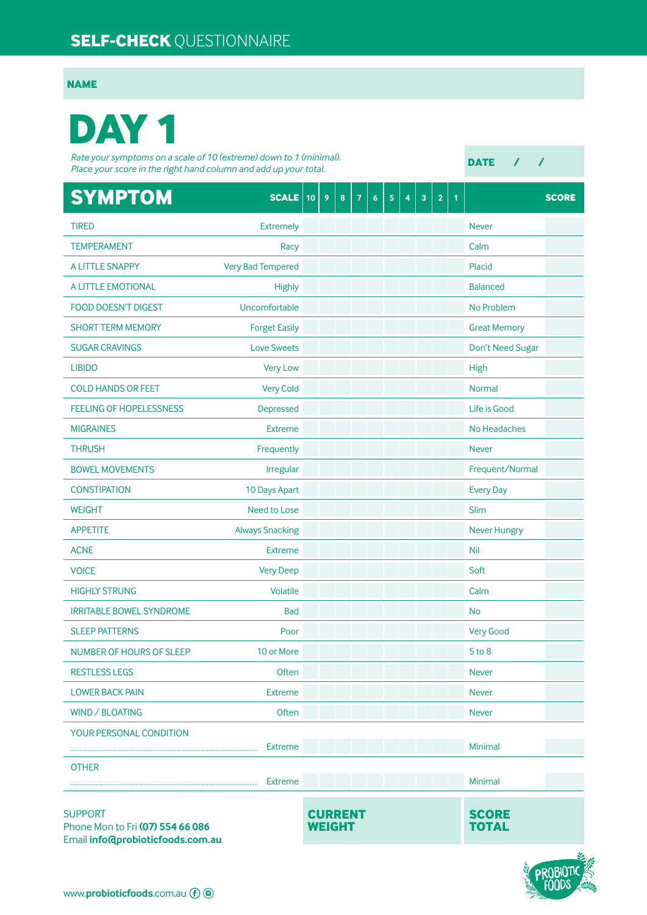## SELF-CHECK QUESTIONNAIRE

**NAME**

# DAY 1

*Rate your symptoms on a scale of 10 (extreme) down to 1 (minimal).*
*Place your score in the right hand column and add up your total.*

**DATE** / /

| SYMPTOM | SCALE | 10 | 9 | 8 | 7 | 6 | 5 | 4 | 3 | 2 | 1 | | SCORE |
|---|---|---|---|---|---|---|---|---|---|---|---|---|---|
| TIRED | Extremely | | | | | | | | | | | Never | |
| TEMPERAMENT | Racy | | | | | | | | | | | Calm | |
| A LITTLE SNAPPY | Very Bad Tempered | | | | | | | | | | | Placid | |
| A LITTLE EMOTIONAL | Highly | | | | | | | | | | | Balanced | |
| FOOD DOESN'T DIGEST | Uncomfortable | | | | | | | | | | | No Problem | |
| SHORT TERM MEMORY | Forget Easily | | | | | | | | | | | Great Memory | |
| SUGAR CRAVINGS | Love Sweets | | | | | | | | | | | Don't Need Sugar | |
| LIBIDO | Very Low | | | | | | | | | | | High | |
| COLD HANDS OR FEET | Very Cold | | | | | | | | | | | Normal | |
| FEELING OF HOPELESSNESS | Depressed | | | | | | | | | | | Life is Good | |
| MIGRAINES | Extreme | | | | | | | | | | | No Headaches | |
| THRUSH | Frequently | | | | | | | | | | | Never | |
| BOWEL MOVEMENTS | Irregular | | | | | | | | | | | Frequent/Normal | |
| CONSTIPATION | 10 Days Apart | | | | | | | | | | | Every Day | |
| WEIGHT | Need to Lose | | | | | | | | | | | Slim | |
| APPETITE | Always Snacking | | | | | | | | | | | Never Hungry | |
| ACNE | Extreme | | | | | | | | | | | Nil | |
| VOICE | Very Deep | | | | | | | | | | | Soft | |
| HIGHLY STRUNG | Volatile | | | | | | | | | | | Calm | |
| IRRITABLE BOWEL SYNDROME | Bad | | | | | | | | | | | No | |
| SLEEP PATTERNS | Poor | | | | | | | | | | | Very Good | |
| NUMBER OF HOURS OF SLEEP | 10 or More | | | | | | | | | | | 5 to 8 | |
| RESTLESS LEGS | Often | | | | | | | | | | | Never | |
| LOWER BACK PAIN | Extreme | | | | | | | | | | | Never | |
| WIND / BLOATING | Often | | | | | | | | | | | Never | |
| YOUR PERSONAL CONDITION ........................ | Extreme | | | | | | | | | | | Minimal | |
| OTHER ........................ | Extreme | | | | | | | | | | | Minimal | |

SUPPORT
Phone Mon to Fri **(07) 554 66 086**
Email **info@probioticfoods.com.au**

**CURRENT WEIGHT**

**SCORE TOTAL**

www.**probioticfoods**.com.au

PROBIOTIC FOODS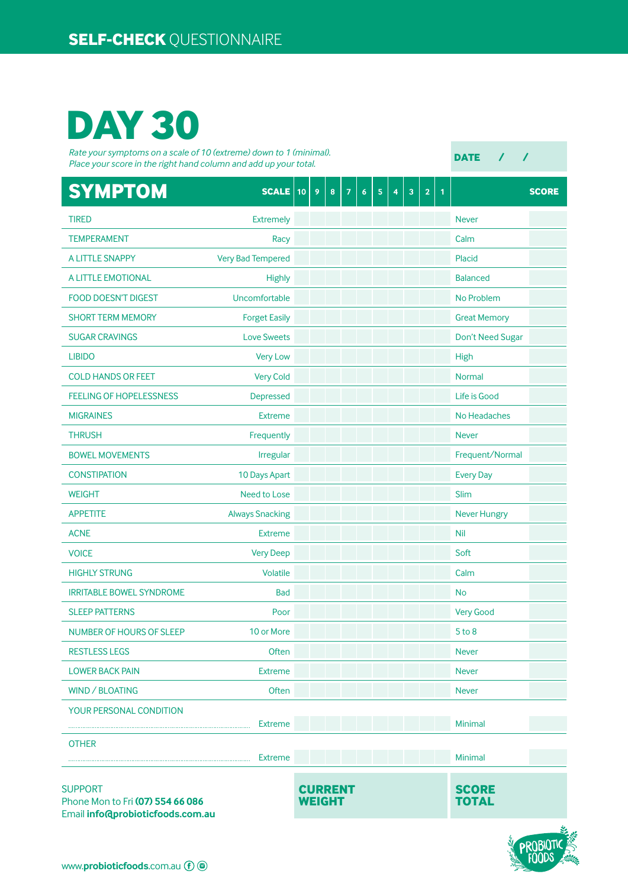## SELF-CHECK QUESTIONNAIRE

# DAY 30

*Rate your symptoms on a scale of 10 (extreme) down to 1 (minimal).*
*Place your score in the right hand column and add up your total.*

**DATE** / /

| SYMPTOM | SCALE | 10 | 9 | 8 | 7 | 6 | 5 | 4 | 3 | 2 | 1 | | SCORE |
|---|---|---|---|---|---|---|---|---|---|---|---|---|---|
| TIRED | Extremely | | | | | | | | | | | Never | |
| TEMPERAMENT | Racy | | | | | | | | | | | Calm | |
| A LITTLE SNAPPY | Very Bad Tempered | | | | | | | | | | | Placid | |
| A LITTLE EMOTIONAL | Highly | | | | | | | | | | | Balanced | |
| FOOD DOESN'T DIGEST | Uncomfortable | | | | | | | | | | | No Problem | |
| SHORT TERM MEMORY | Forget Easily | | | | | | | | | | | Great Memory | |
| SUGAR CRAVINGS | Love Sweets | | | | | | | | | | | Don't Need Sugar | |
| LIBIDO | Very Low | | | | | | | | | | | High | |
| COLD HANDS OR FEET | Very Cold | | | | | | | | | | | Normal | |
| FEELING OF HOPELESSNESS | Depressed | | | | | | | | | | | Life is Good | |
| MIGRAINES | Extreme | | | | | | | | | | | No Headaches | |
| THRUSH | Frequently | | | | | | | | | | | Never | |
| BOWEL MOVEMENTS | Irregular | | | | | | | | | | | Frequent/Normal | |
| CONSTIPATION | 10 Days Apart | | | | | | | | | | | Every Day | |
| WEIGHT | Need to Lose | | | | | | | | | | | Slim | |
| APPETITE | Always Snacking | | | | | | | | | | | Never Hungry | |
| ACNE | Extreme | | | | | | | | | | | Nil | |
| VOICE | Very Deep | | | | | | | | | | | Soft | |
| HIGHLY STRUNG | Volatile | | | | | | | | | | | Calm | |
| IRRITABLE BOWEL SYNDROME | Bad | | | | | | | | | | | No | |
| SLEEP PATTERNS | Poor | | | | | | | | | | | Very Good | |
| NUMBER OF HOURS OF SLEEP | 10 or More | | | | | | | | | | | 5 to 8 | |
| RESTLESS LEGS | Often | | | | | | | | | | | Never | |
| LOWER BACK PAIN | Extreme | | | | | | | | | | | Never | |
| WIND / BLOATING | Often | | | | | | | | | | | Never | |
| YOUR PERSONAL CONDITION ............ | Extreme | | | | | | | | | | | Minimal | |
| OTHER ............ | Extreme | | | | | | | | | | | Minimal | |

**CURRENT WEIGHT**

**SCORE TOTAL**

SUPPORT
Phone Mon to Fri **(07) 554 66 086**
Email **info@probioticfoods.com.au**

www.**probioticfoods**.com.au

PROBIOTIC FOODS